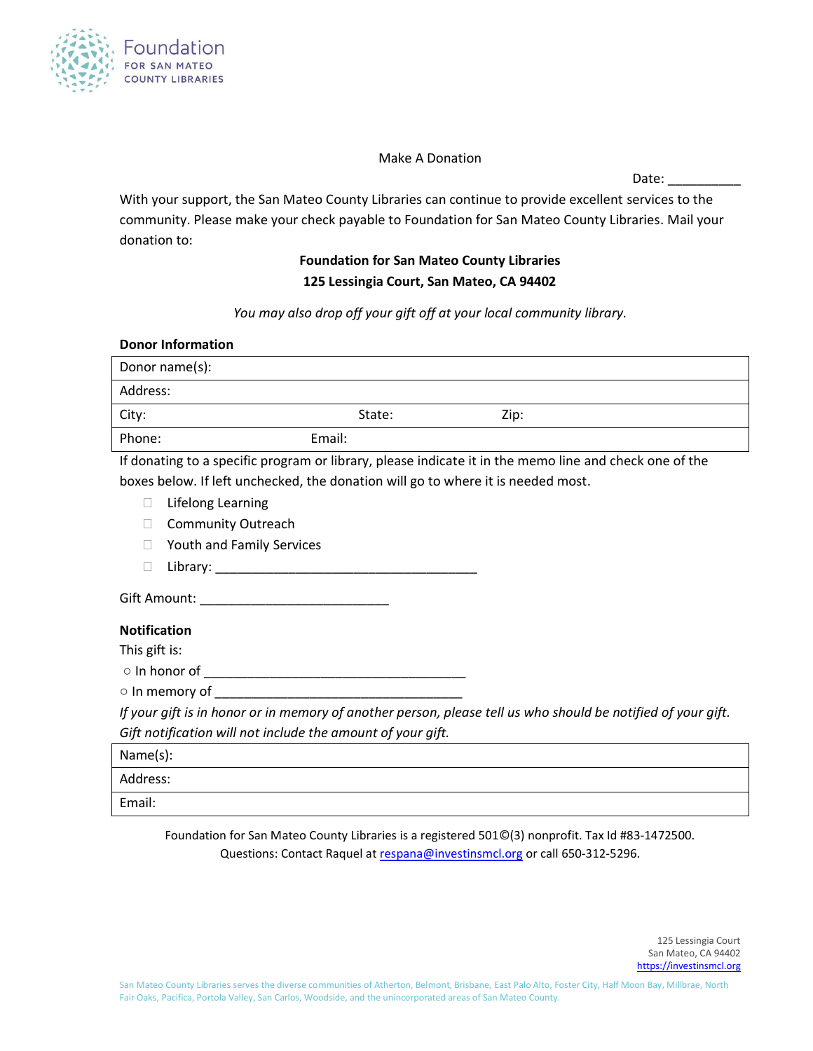Foundation
FOR SAN MATEO
COUNTY LIBRARIES

# Make A Donation

Date: __________

With your support, the San Mateo County Libraries can continue to provide excellent services to the community. Please make your check payable to Foundation for San Mateo County Libraries. Mail your donation to:

**Foundation for San Mateo County Libraries**
**125 Lessingia Court, San Mateo, CA 94402**

*You may also drop off your gift off at your local community library.*

**Donor Information**

| Donor name(s): | | |
|---|---|---|
| Address: | | |
| City: | State: | Zip: |
| Phone: | Email: | |

If donating to a specific program or library, please indicate it in the memo line and check one of the boxes below. If left unchecked, the donation will go to where it is needed most.

- ☐ Lifelong Learning
- ☐ Community Outreach
- ☐ Youth and Family Services
- ☐ Library: ____________________________________

Gift Amount: __________________________

**Notification**

This gift is:

○ In honor of ____________________________________

○ In memory of __________________________________

*If your gift is in honor or in memory of another person, please tell us who should be notified of your gift. Gift notification will not include the amount of your gift.*

| Name(s): |
|---|
| Address: |
| Email: |

Foundation for San Mateo County Libraries is a registered 501©(3) nonprofit. Tax Id #83-1472500.
Questions: Contact Raquel at respana@investinsmcl.org or call 650-312-5296.

125 Lessingia Court
San Mateo, CA 94402
https://investinsmcl.org

San Mateo County Libraries serves the diverse communities of Atherton, Belmont, Brisbane, East Palo Alto, Foster City, Half Moon Bay, Millbrae, North Fair Oaks, Pacifica, Portola Valley, San Carlos, Woodside, and the unincorporated areas of San Mateo County.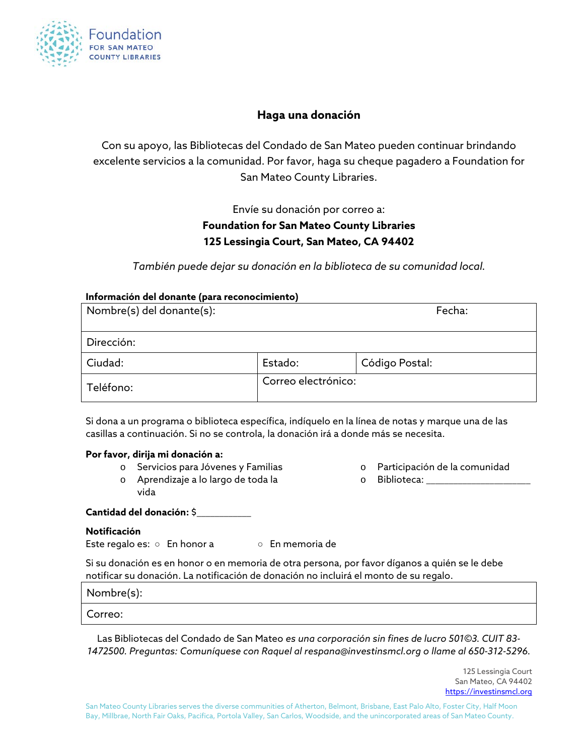Foundation FOR SAN MATEO COUNTY LIBRARIES

## Haga una donación

Con su apoyo, las Bibliotecas del Condado de San Mateo pueden continuar brindando excelente servicios a la comunidad. Por favor, haga su cheque pagadero a Foundation for San Mateo County Libraries.

Envíe su donación por correo a:

**Foundation for San Mateo County Libraries**
**125 Lessingia Court, San Mateo, CA 94402**

*También puede dejar su donación en la biblioteca de su comunidad local.*

**Información del donante (para reconocimiento)**

| | | |
|---|---|---|
| Nombre(s) del donante(s): | | Fecha: |
| Dirección: | | |
| Ciudad: | Estado: | Código Postal: |
| Teléfono: | Correo electrónico: | |

Si dona a un programa o biblioteca específica, indíquelo en la línea de notas y marque una de las casillas a continuación. Si no se controla, la donación irá a donde más se necesita.

**Por favor, dirija mi donación a:**

- o Servicios para Jóvenes y Familias
- o Aprendizaje a lo largo de toda la vida
- o Participación de la comunidad
- o Biblioteca: ____________________

**Cantidad del donación:** $__________

**Notificación**

Este regalo es: ○ En honor a ○ En memoria de

Si su donación es en honor o en memoria de otra persona, por favor díganos a quién se le debe notificar su donación. La notificación de donación no incluirá el monto de su regalo.

| |
|---|
| Nombre(s): |
| Correo: |

Las Bibliotecas del Condado de San Mateo *es una corporación sin fines de lucro 501©3. CUIT 83-1472500. Preguntas: Comuníquese con Raquel al respana@investinsmcl.org o llame al 650-312-5296.*

125 Lessingia Court
San Mateo, CA 94402
https://investinsmcl.org

San Mateo County Libraries serves the diverse communities of Atherton, Belmont, Brisbane, East Palo Alto, Foster City, Half Moon Bay, Millbrae, North Fair Oaks, Pacifica, Portola Valley, San Carlos, Woodside, and the unincorporated areas of San Mateo County.